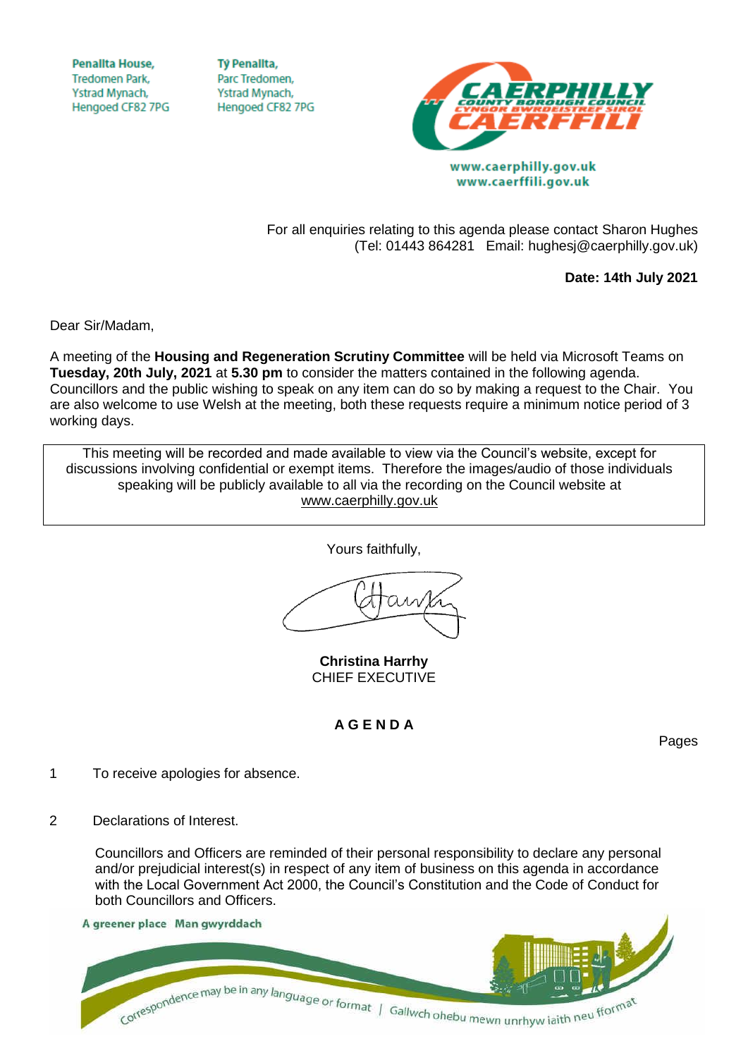Penallta House,
Tredomen Park,
Ystrad Mynach,
Hengoed CF82 7PG

Tŷ Penallta,
Parc Tredomen,
Ystrad Mynach,
Hengoed CF82 7PG

CAERPHILLY COUNTY BOROUGH COUNCIL
CYNGOR BWRDEISTREF SIROL CAERFFILI

www.caerphilly.gov.uk
www.caerffili.gov.uk

For all enquiries relating to this agenda please contact Sharon Hughes
(Tel: 01443 864281 Email: hughesj@caerphilly.gov.uk)

**Date: 14th July 2021**

Dear Sir/Madam,

A meeting of the **Housing and Regeneration Scrutiny Committee** will be held via Microsoft Teams on **Tuesday, 20th July, 2021** at **5.30 pm** to consider the matters contained in the following agenda. Councillors and the public wishing to speak on any item can do so by making a request to the Chair. You are also welcome to use Welsh at the meeting, both these requests require a minimum notice period of 3 working days.

> This meeting will be recorded and made available to view via the Council's website, except for discussions involving confidential or exempt items. Therefore the images/audio of those individuals speaking will be publicly available to all via the recording on the Council website at www.caerphilly.gov.uk

Yours faithfully,

**Christina Harrhy**
CHIEF EXECUTIVE

## A G E N D A

Pages

1 To receive apologies for absence.

2 Declarations of Interest.

Councillors and Officers are reminded of their personal responsibility to declare any personal and/or prejudicial interest(s) in respect of any item of business on this agenda in accordance with the Local Government Act 2000, the Council's Constitution and the Code of Conduct for both Councillors and Officers.

A greener place Man gwyrddach

Correspondence may be in any language or format | Gallwch ohebu mewn unrhyw iaith neu fformat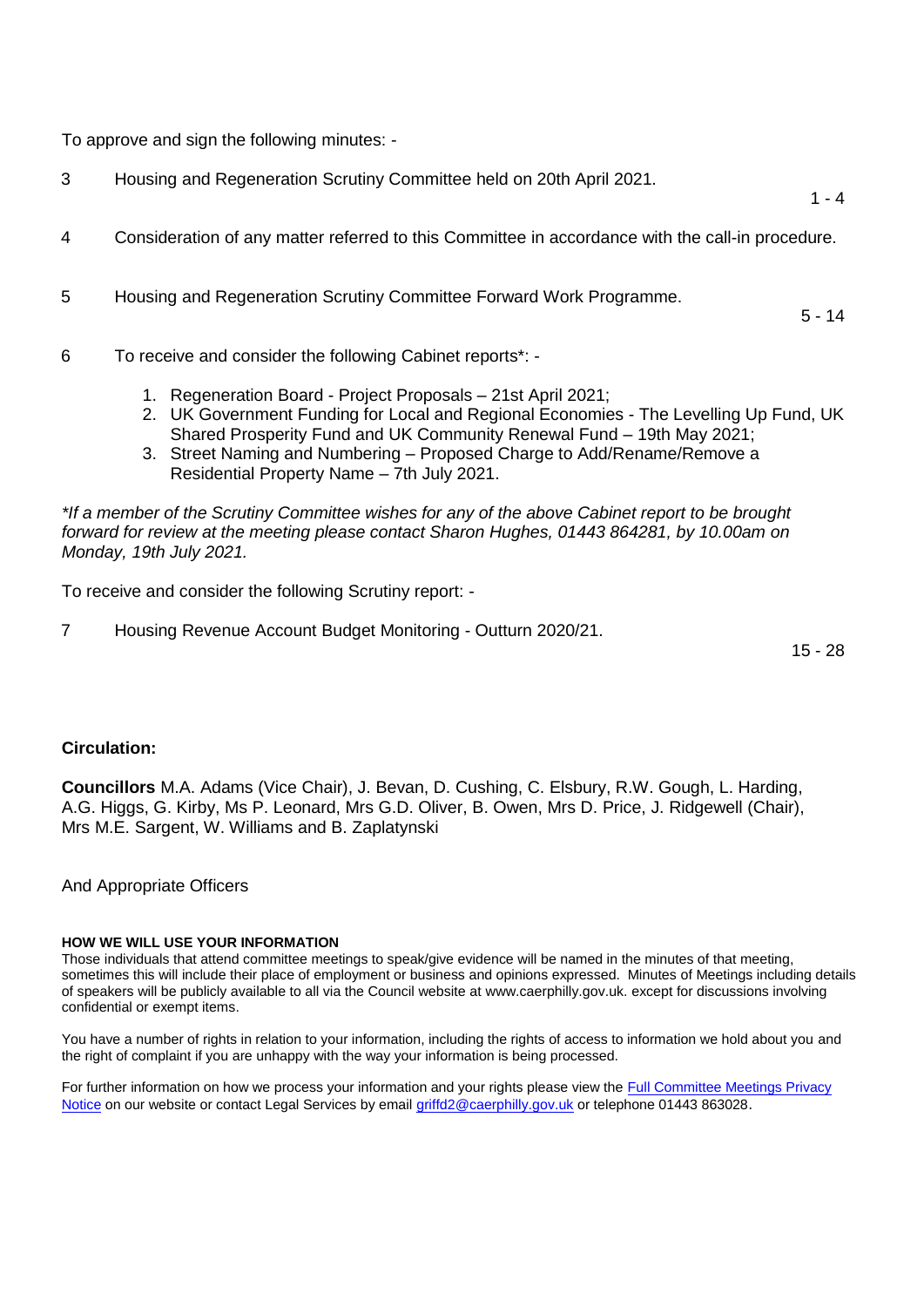To approve and sign the following minutes: -

3 Housing and Regeneration Scrutiny Committee held on 20th April 2021. 1 - 4

4 Consideration of any matter referred to this Committee in accordance with the call-in procedure.

5 Housing and Regeneration Scrutiny Committee Forward Work Programme. 5 - 14

6 To receive and consider the following Cabinet reports*: -

1. Regeneration Board - Project Proposals – 21st April 2021;
2. UK Government Funding for Local and Regional Economies - The Levelling Up Fund, UK Shared Prosperity Fund and UK Community Renewal Fund – 19th May 2021;
3. Street Naming and Numbering – Proposed Charge to Add/Rename/Remove a Residential Property Name – 7th July 2021.

*\*If a member of the Scrutiny Committee wishes for any of the above Cabinet report to be brought forward for review at the meeting please contact Sharon Hughes, 01443 864281, by 10.00am on Monday, 19th July 2021.*

To receive and consider the following Scrutiny report: -

7 Housing Revenue Account Budget Monitoring - Outturn 2020/21. 15 - 28

**Circulation:**

**Councillors** M.A. Adams (Vice Chair), J. Bevan, D. Cushing, C. Elsbury, R.W. Gough, L. Harding, A.G. Higgs, G. Kirby, Ms P. Leonard, Mrs G.D. Oliver, B. Owen, Mrs D. Price, J. Ridgewell (Chair), Mrs M.E. Sargent, W. Williams and B. Zaplatynski

And Appropriate Officers

**HOW WE WILL USE YOUR INFORMATION**

Those individuals that attend committee meetings to speak/give evidence will be named in the minutes of that meeting, sometimes this will include their place of employment or business and opinions expressed. Minutes of Meetings including details of speakers will be publicly available to all via the Council website at www.caerphilly.gov.uk. except for discussions involving confidential or exempt items.

You have a number of rights in relation to your information, including the rights of access to information we hold about you and the right of complaint if you are unhappy with the way your information is being processed.

For further information on how we process your information and your rights please view the Full Committee Meetings Privacy Notice on our website or contact Legal Services by email griffd2@caerphilly.gov.uk or telephone 01443 863028.